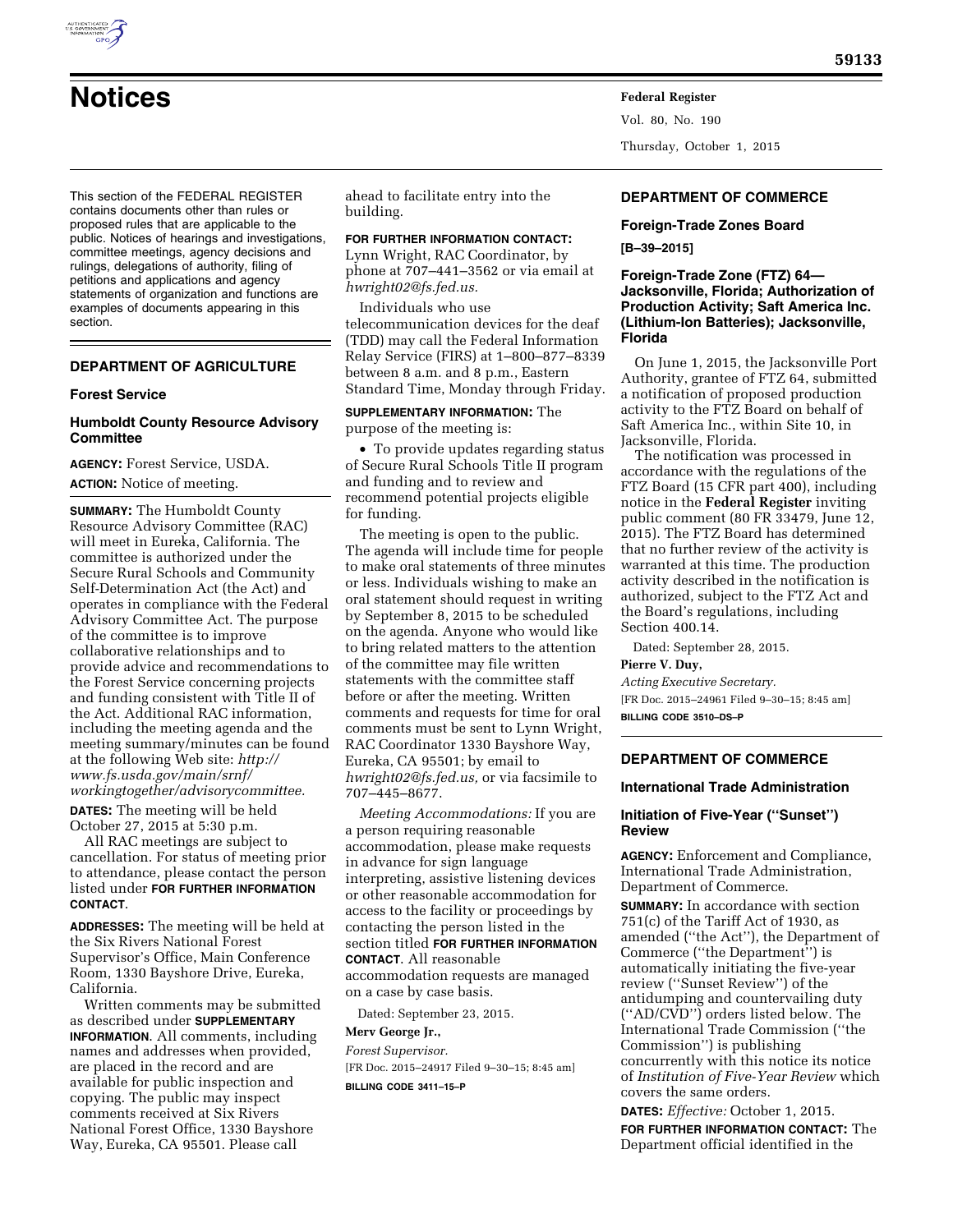# Notices

This section of the FEDERAL REGISTER contains documents other than rules or proposed rules that are applicable to the public. Notices of hearings and investigations, committee meetings, agency decisions and rulings, delegations of authority, filing of petitions and applications and agency statements of organization and functions are examples of documents appearing in this section.

## DEPARTMENT OF AGRICULTURE

### Forest Service

### Humboldt County Resource Advisory Committee

**AGENCY:** Forest Service, USDA.

**ACTION:** Notice of meeting.

**SUMMARY:** The Humboldt County Resource Advisory Committee (RAC) will meet in Eureka, California. The committee is authorized under the Secure Rural Schools and Community Self-Determination Act (the Act) and operates in compliance with the Federal Advisory Committee Act. The purpose of the committee is to improve collaborative relationships and to provide advice and recommendations to the Forest Service concerning projects and funding consistent with Title II of the Act. Additional RAC information, including the meeting agenda and the meeting summary/minutes can be found at the following Web site: *http://www.fs.usda.gov/main/srnf/workingtogether/advisorycommittee.*

**DATES:** The meeting will be held October 27, 2015 at 5:30 p.m.

All RAC meetings are subject to cancellation. For status of meeting prior to attendance, please contact the person listed under **FOR FURTHER INFORMATION CONTACT**.

**ADDRESSES:** The meeting will be held at the Six Rivers National Forest Supervisor's Office, Main Conference Room, 1330 Bayshore Drive, Eureka, California.

Written comments may be submitted as described under **SUPPLEMENTARY INFORMATION**. All comments, including names and addresses when provided, are placed in the record and are available for public inspection and copying. The public may inspect comments received at Six Rivers National Forest Office, 1330 Bayshore Way, Eureka, CA 95501. Please call ahead to facilitate entry into the building.

**FOR FURTHER INFORMATION CONTACT:** Lynn Wright, RAC Coordinator, by phone at 707–441–3562 or via email at *hwright02@fs.fed.us.*

Individuals who use telecommunication devices for the deaf (TDD) may call the Federal Information Relay Service (FIRS) at 1–800–877–8339 between 8 a.m. and 8 p.m., Eastern Standard Time, Monday through Friday.

**SUPPLEMENTARY INFORMATION:** The purpose of the meeting is:

- To provide updates regarding status of Secure Rural Schools Title II program and funding and to review and recommend potential projects eligible for funding.

The meeting is open to the public. The agenda will include time for people to make oral statements of three minutes or less. Individuals wishing to make an oral statement should request in writing by September 8, 2015 to be scheduled on the agenda. Anyone who would like to bring related matters to the attention of the committee may file written statements with the committee staff before or after the meeting. Written comments and requests for time for oral comments must be sent to Lynn Wright, RAC Coordinator 1330 Bayshore Way, Eureka, CA 95501; by email to *hwright02@fs.fed.us,* or via facsimile to 707–445–8677.

*Meeting Accommodations:* If you are a person requiring reasonable accommodation, please make requests in advance for sign language interpreting, assistive listening devices or other reasonable accommodation for access to the facility or proceedings by contacting the person listed in the section titled **FOR FURTHER INFORMATION CONTACT**. All reasonable accommodation requests are managed on a case by case basis.

Dated: September 23, 2015.

**Merv George Jr.,**

*Forest Supervisor.*

[FR Doc. 2015–24917 Filed 9–30–15; 8:45 am]

**BILLING CODE 3411–15–P**

## DEPARTMENT OF COMMERCE

### Foreign-Trade Zones Board

**[B–39–2015]**

### Foreign-Trade Zone (FTZ) 64—Jacksonville, Florida; Authorization of Production Activity; Saft America Inc. (Lithium-Ion Batteries); Jacksonville, Florida

On June 1, 2015, the Jacksonville Port Authority, grantee of FTZ 64, submitted a notification of proposed production activity to the FTZ Board on behalf of Saft America Inc., within Site 10, in Jacksonville, Florida.

The notification was processed in accordance with the regulations of the FTZ Board (15 CFR part 400), including notice in the **Federal Register** inviting public comment (80 FR 33479, June 12, 2015). The FTZ Board has determined that no further review of the activity is warranted at this time. The production activity described in the notification is authorized, subject to the FTZ Act and the Board's regulations, including Section 400.14.

Dated: September 28, 2015.

**Pierre V. Duy,**

*Acting Executive Secretary.*

[FR Doc. 2015–24961 Filed 9–30–15; 8:45 am]

**BILLING CODE 3510–DS–P**

## DEPARTMENT OF COMMERCE

### International Trade Administration

### Initiation of Five-Year (''Sunset'') Review

**AGENCY:** Enforcement and Compliance, International Trade Administration, Department of Commerce.

**SUMMARY:** In accordance with section 751(c) of the Tariff Act of 1930, as amended (''the Act''), the Department of Commerce (''the Department'') is automatically initiating the five-year review (''Sunset Review'') of the antidumping and countervailing duty (''AD/CVD'') orders listed below. The International Trade Commission (''the Commission'') is publishing concurrently with this notice its notice of *Institution of Five-Year Review* which covers the same orders.

**DATES:** *Effective:* October 1, 2015.

**FOR FURTHER INFORMATION CONTACT:** The Department official identified in the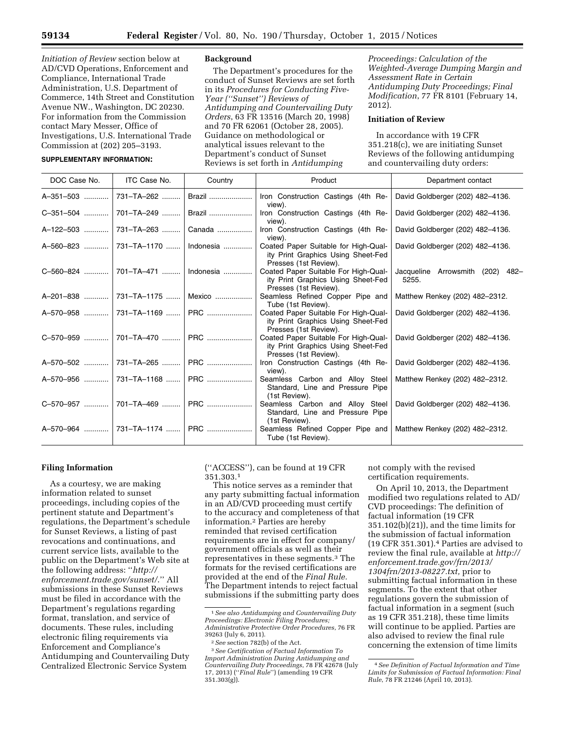*Initiation of Review* section below at AD/CVD Operations, Enforcement and Compliance, International Trade Administration, U.S. Department of Commerce, 14th Street and Constitution Avenue NW., Washington, DC 20230. For information from the Commission contact Mary Messer, Office of Investigations, U.S. International Trade Commission at (202) 205–3193.

**SUPPLEMENTARY INFORMATION:**

**Background**

The Department's procedures for the conduct of Sunset Reviews are set forth in its *Procedures for Conducting Five-Year (''Sunset'') Reviews of Antidumping and Countervailing Duty Orders*, 63 FR 13516 (March 20, 1998) and 70 FR 62061 (October 28, 2005). Guidance on methodological or analytical issues relevant to the Department's conduct of Sunset Reviews is set forth in *Antidumping Proceedings: Calculation of the Weighted-Average Dumping Margin and Assessment Rate in Certain Antidumping Duty Proceedings; Final Modification*, 77 FR 8101 (February 14, 2012).

**Initiation of Review**

In accordance with 19 CFR 351.218(c), we are initiating Sunset Reviews of the following antidumping and countervailing duty orders:

| DOC Case No. | ITC Case No. | Country | Product | Department contact |
|---|---|---|---|---|
| A–351–503 | 731–TA–262 | Brazil | Iron Construction Castings (4th Review). | David Goldberger (202) 482–4136. |
| C–351–504 | 701–TA–249 | Brazil | Iron Construction Castings (4th Review). | David Goldberger (202) 482–4136. |
| A–122–503 | 731–TA–263 | Canada | Iron Construction Castings (4th Review). | David Goldberger (202) 482–4136. |
| A–560–823 | 731–TA–1170 | Indonesia | Coated Paper Suitable for High-Quality Print Graphics Using Sheet-Fed Presses (1st Review). | David Goldberger (202) 482–4136. |
| C–560–824 | 701–TA–471 | Indonesia | Coated Paper Suitable For High-Quality Print Graphics Using Sheet-Fed Presses (1st Review). | Jacqueline Arrowsmith (202) 482–5255. |
| A–201–838 | 731–TA–1175 | Mexico | Seamless Refined Copper Pipe and Tube (1st Review). | Matthew Renkey (202) 482–2312. |
| A–570–958 | 731–TA–1169 | PRC | Coated Paper Suitable For High-Quality Print Graphics Using Sheet-Fed Presses (1st Review). | David Goldberger (202) 482–4136. |
| C–570–959 | 701–TA–470 | PRC | Coated Paper Suitable For High-Quality Print Graphics Using Sheet-Fed Presses (1st Review). | David Goldberger (202) 482–4136. |
| A–570–502 | 731–TA–265 | PRC | Iron Construction Castings (4th Review). | David Goldberger (202) 482–4136. |
| A–570–956 | 731–TA–1168 | PRC | Seamless Carbon and Alloy Steel Standard, Line and Pressure Pipe (1st Review). | Matthew Renkey (202) 482–2312. |
| C–570–957 | 701–TA–469 | PRC | Seamless Carbon and Alloy Steel Standard, Line and Pressure Pipe (1st Review). | David Goldberger (202) 482–4136. |
| A–570–964 | 731–TA–1174 | PRC | Seamless Refined Copper Pipe and Tube (1st Review). | Matthew Renkey (202) 482–2312. |

**Filing Information**

As a courtesy, we are making information related to sunset proceedings, including copies of the pertinent statute and Department's regulations, the Department's schedule for Sunset Reviews, a listing of past revocations and continuations, and current service lists, available to the public on the Department's Web site at the following address: ''*http://enforcement.trade.gov/sunset/*.'' All submissions in these Sunset Reviews must be filed in accordance with the Department's regulations regarding format, translation, and service of documents. These rules, including electronic filing requirements via Enforcement and Compliance's Antidumping and Countervailing Duty Centralized Electronic Service System (''ACCESS''), can be found at 19 CFR 351.303.[1]

This notice serves as a reminder that any party submitting factual information in an AD/CVD proceeding must certify to the accuracy and completeness of that information.[2] Parties are hereby reminded that revised certification requirements are in effect for company/government officials as well as their representatives in these segments.[3] The formats for the revised certifications are provided at the end of the *Final Rule.* The Department intends to reject factual submissions if the submitting party does not comply with the revised certification requirements.

On April 10, 2013, the Department modified two regulations related to AD/CVD proceedings: The definition of factual information (19 CFR 351.102(b)(21)), and the time limits for the submission of factual information (19 CFR 351.301).[4] Parties are advised to review the final rule, available at *http://enforcement.trade.gov/frn/2013/1304frn/2013-08227.txt,* prior to submitting factual information in these segments. To the extent that other regulations govern the submission of factual information in a segment (such as 19 CFR 351.218), these time limits will continue to be applied. Parties are also advised to review the final rule concerning the extension of time limits

[1] *See also Antidumping and Countervailing Duty Proceedings: Electronic Filing Procedures; Administrative Protective Order Procedures*, 76 FR 39263 (July 6, 2011).

[2] *See* section 782(b) of the Act.

[3] *See Certification of Factual Information To Import Administration During Antidumping and Countervailing Duty Proceedings*, 78 FR 42678 (July 17, 2013) (''*Final Rule*'') (amending 19 CFR 351.303(g)).

[4] *See Definition of Factual Information and Time Limits for Submission of Factual Information: Final Rule*, 78 FR 21246 (April 10, 2013).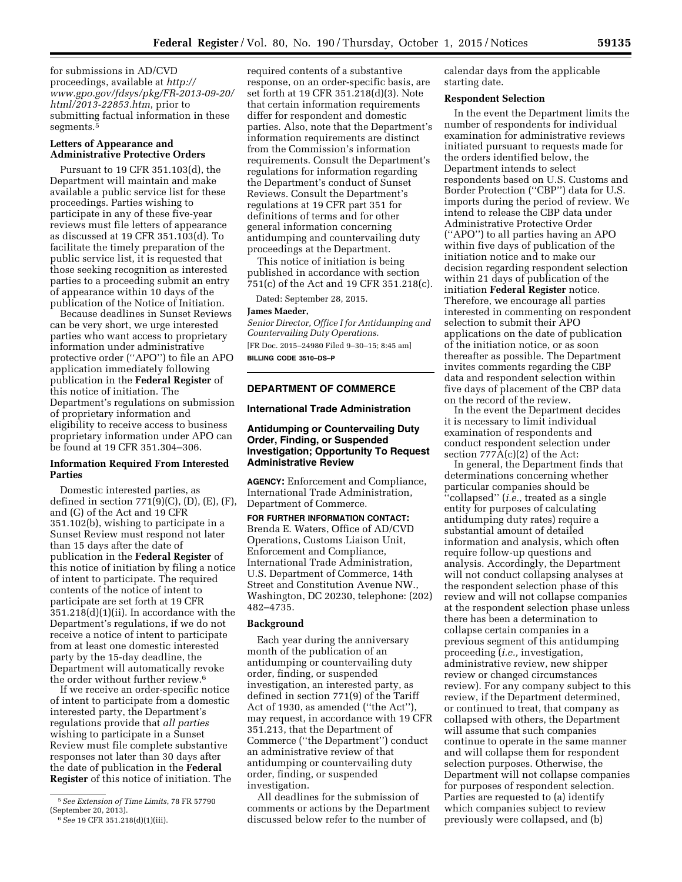for submissions in AD/CVD proceedings, available at *http://www.gpo.gov/fdsys/pkg/FR-2013-09-20/html/2013-22853.htm*, prior to submitting factual information in these segments.[5]

### Letters of Appearance and Administrative Protective Orders

Pursuant to 19 CFR 351.103(d), the Department will maintain and make available a public service list for these proceedings. Parties wishing to participate in any of these five-year reviews must file letters of appearance as discussed at 19 CFR 351.103(d). To facilitate the timely preparation of the public service list, it is requested that those seeking recognition as interested parties to a proceeding submit an entry of appearance within 10 days of the publication of the Notice of Initiation.

Because deadlines in Sunset Reviews can be very short, we urge interested parties who want access to proprietary information under administrative protective order (''APO'') to file an APO application immediately following publication in the **Federal Register** of this notice of initiation. The Department's regulations on submission of proprietary information and eligibility to receive access to business proprietary information under APO can be found at 19 CFR 351.304–306.

### Information Required From Interested Parties

Domestic interested parties, as defined in section 771(9)(C), (D), (E), (F), and (G) of the Act and 19 CFR 351.102(b), wishing to participate in a Sunset Review must respond not later than 15 days after the date of publication in the **Federal Register** of this notice of initiation by filing a notice of intent to participate. The required contents of the notice of intent to participate are set forth at 19 CFR 351.218(d)(1)(ii). In accordance with the Department's regulations, if we do not receive a notice of intent to participate from at least one domestic interested party by the 15-day deadline, the Department will automatically revoke the order without further review.[6]

If we receive an order-specific notice of intent to participate from a domestic interested party, the Department's regulations provide that *all parties* wishing to participate in a Sunset Review must file complete substantive responses not later than 30 days after the date of publication in the **Federal Register** of this notice of initiation. The required contents of a substantive response, on an order-specific basis, are set forth at 19 CFR 351.218(d)(3). Note that certain information requirements differ for respondent and domestic parties. Also, note that the Department's information requirements are distinct from the Commission's information requirements. Consult the Department's regulations for information regarding the Department's conduct of Sunset Reviews. Consult the Department's regulations at 19 CFR part 351 for definitions of terms and for other general information concerning antidumping and countervailing duty proceedings at the Department.

This notice of initiation is being published in accordance with section 751(c) of the Act and 19 CFR 351.218(c).

Dated: September 28, 2015.

**James Maeder,**

*Senior Director, Office I for Antidumping and Countervailing Duty Operations.*

[FR Doc. 2015–24980 Filed 9–30–15; 8:45 am]

**BILLING CODE 3510–DS–P**

---

[5] *See Extension of Time Limits*, 78 FR 57790 (September 20, 2013).

[6] *See* 19 CFR 351.218(d)(1)(iii).

---

## DEPARTMENT OF COMMERCE

### International Trade Administration

### Antidumping or Countervailing Duty Order, Finding, or Suspended Investigation; Opportunity To Request Administrative Review

**AGENCY:** Enforcement and Compliance, International Trade Administration, Department of Commerce.

**FOR FURTHER INFORMATION CONTACT:** Brenda E. Waters, Office of AD/CVD Operations, Customs Liaison Unit, Enforcement and Compliance, International Trade Administration, U.S. Department of Commerce, 14th Street and Constitution Avenue NW., Washington, DC 20230, telephone: (202) 482–4735.

### Background

Each year during the anniversary month of the publication of an antidumping or countervailing duty order, finding, or suspended investigation, an interested party, as defined in section 771(9) of the Tariff Act of 1930, as amended (''the Act''), may request, in accordance with 19 CFR 351.213, that the Department of Commerce (''the Department'') conduct an administrative review of that antidumping or countervailing duty order, finding, or suspended investigation.

All deadlines for the submission of comments or actions by the Department discussed below refer to the number of calendar days from the applicable starting date.

### Respondent Selection

In the event the Department limits the number of respondents for individual examination for administrative reviews initiated pursuant to requests made for the orders identified below, the Department intends to select respondents based on U.S. Customs and Border Protection (''CBP'') data for U.S. imports during the period of review. We intend to release the CBP data under Administrative Protective Order (''APO'') to all parties having an APO within five days of publication of the initiation notice and to make our decision regarding respondent selection within 21 days of publication of the initiation **Federal Register** notice. Therefore, we encourage all parties interested in commenting on respondent selection to submit their APO applications on the date of publication of the initiation notice, or as soon thereafter as possible. The Department invites comments regarding the CBP data and respondent selection within five days of placement of the CBP data on the record of the review.

In the event the Department decides it is necessary to limit individual examination of respondents and conduct respondent selection under section 777A(c)(2) of the Act:

In general, the Department finds that determinations concerning whether particular companies should be ''collapsed'' (*i.e.,* treated as a single entity for purposes of calculating antidumping duty rates) require a substantial amount of detailed information and analysis, which often require follow-up questions and analysis. Accordingly, the Department will not conduct collapsing analyses at the respondent selection phase of this review and will not collapse companies at the respondent selection phase unless there has been a determination to collapse certain companies in a previous segment of this antidumping proceeding (*i.e.,* investigation, administrative review, new shipper review or changed circumstances review). For any company subject to this review, if the Department determined, or continued to treat, that company as collapsed with others, the Department will assume that such companies continue to operate in the same manner and will collapse them for respondent selection purposes. Otherwise, the Department will not collapse companies for purposes of respondent selection. Parties are requested to (a) identify which companies subject to review previously were collapsed, and (b)